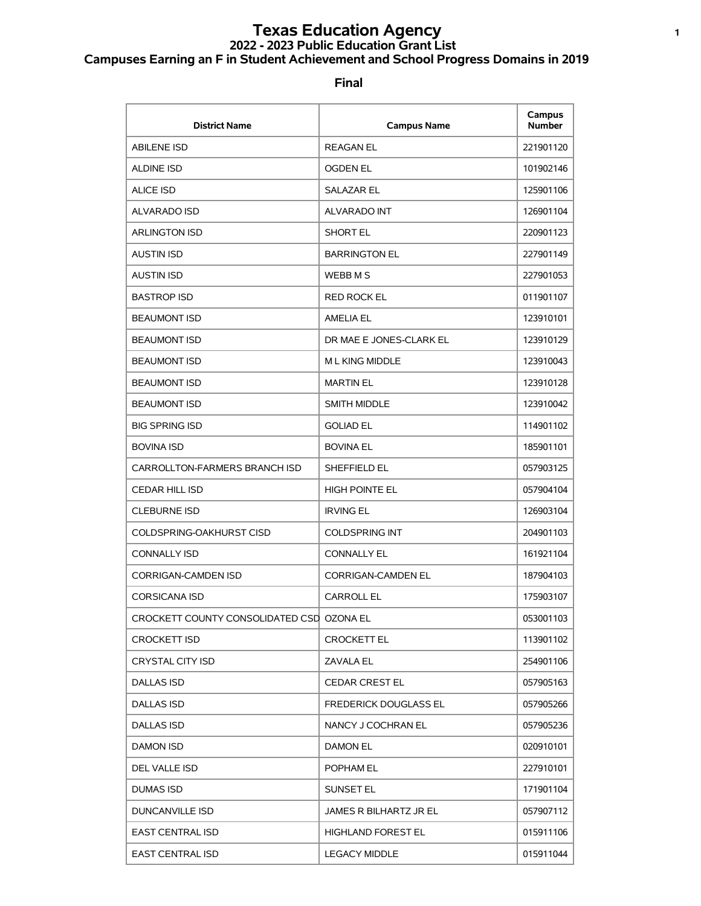# Texas Education Agency
## 2022 - 2023 Public Education Grant List
## Campuses Earning an F in Student Achievement and School Progress Domains in 2019

**Final**

| District Name | Campus Name | Campus Number |
|---|---|---|
| ABILENE ISD | REAGAN EL | 221901120 |
| ALDINE ISD | OGDEN EL | 101902146 |
| ALICE ISD | SALAZAR EL | 125901106 |
| ALVARADO ISD | ALVARADO INT | 126901104 |
| ARLINGTON ISD | SHORT EL | 220901123 |
| AUSTIN ISD | BARRINGTON EL | 227901149 |
| AUSTIN ISD | WEBB M S | 227901053 |
| BASTROP ISD | RED ROCK EL | 011901107 |
| BEAUMONT ISD | AMELIA EL | 123910101 |
| BEAUMONT ISD | DR MAE E JONES-CLARK EL | 123910129 |
| BEAUMONT ISD | M L KING MIDDLE | 123910043 |
| BEAUMONT ISD | MARTIN EL | 123910128 |
| BEAUMONT ISD | SMITH MIDDLE | 123910042 |
| BIG SPRING ISD | GOLIAD EL | 114901102 |
| BOVINA ISD | BOVINA EL | 185901101 |
| CARROLLTON-FARMERS BRANCH ISD | SHEFFIELD EL | 057903125 |
| CEDAR HILL ISD | HIGH POINTE EL | 057904104 |
| CLEBURNE ISD | IRVING EL | 126903104 |
| COLDSPRING-OAKHURST CISD | COLDSPRING INT | 204901103 |
| CONNALLY ISD | CONNALLY EL | 161921104 |
| CORRIGAN-CAMDEN ISD | CORRIGAN-CAMDEN EL | 187904103 |
| CORSICANA ISD | CARROLL EL | 175903107 |
| CROCKETT COUNTY CONSOLIDATED CSD | OZONA EL | 053001103 |
| CROCKETT ISD | CROCKETT EL | 113901102 |
| CRYSTAL CITY ISD | ZAVALA EL | 254901106 |
| DALLAS ISD | CEDAR CREST EL | 057905163 |
| DALLAS ISD | FREDERICK DOUGLASS EL | 057905266 |
| DALLAS ISD | NANCY J COCHRAN EL | 057905236 |
| DAMON ISD | DAMON EL | 020910101 |
| DEL VALLE ISD | POPHAM EL | 227910101 |
| DUMAS ISD | SUNSET EL | 171901104 |
| DUNCANVILLE ISD | JAMES R BILHARTZ JR EL | 057907112 |
| EAST CENTRAL ISD | HIGHLAND FOREST EL | 015911106 |
| EAST CENTRAL ISD | LEGACY MIDDLE | 015911044 |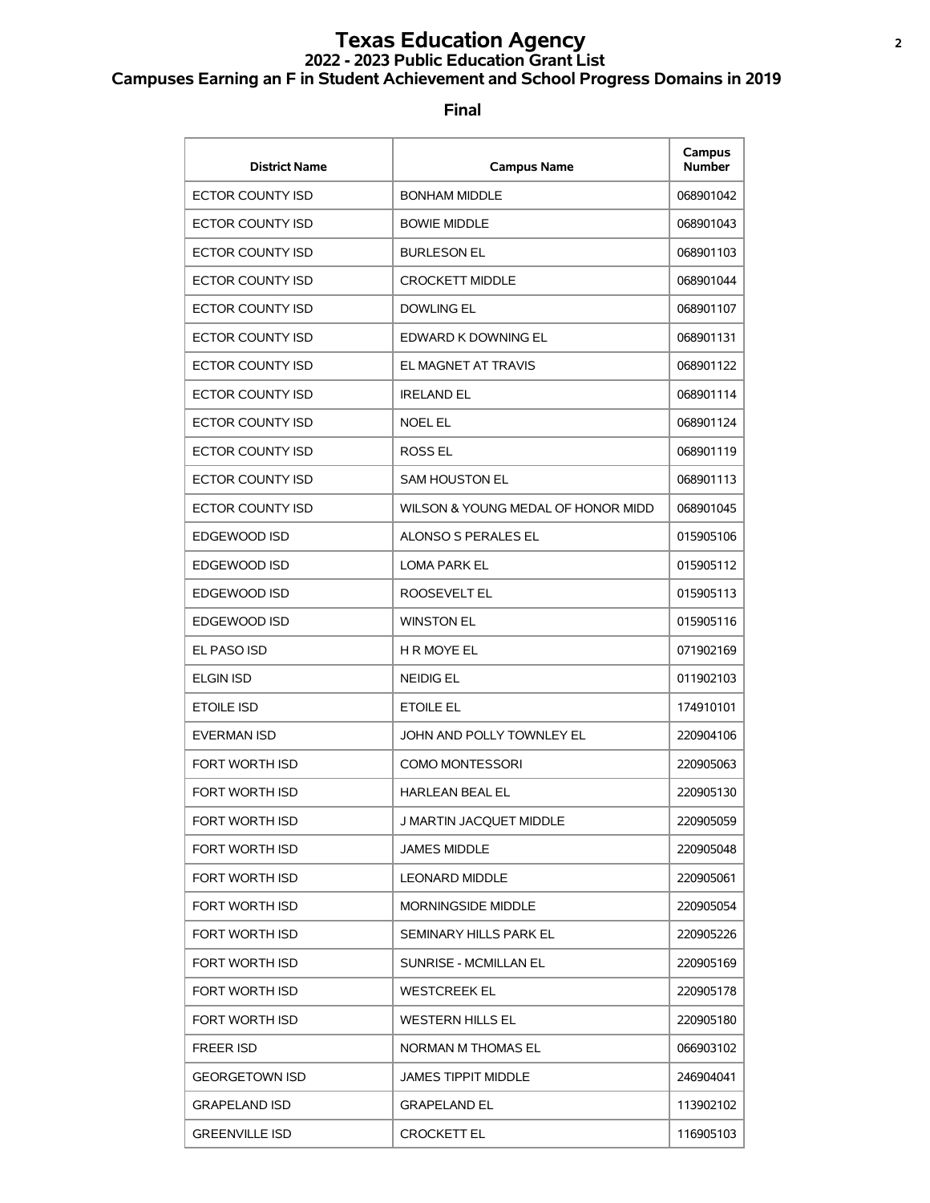# Texas Education Agency
## 2022 - 2023 Public Education Grant List
## Campuses Earning an F in Student Achievement and School Progress Domains in 2019

**Final**

| District Name | Campus Name | Campus Number |
|---|---|---|
| ECTOR COUNTY ISD | BONHAM MIDDLE | 068901042 |
| ECTOR COUNTY ISD | BOWIE MIDDLE | 068901043 |
| ECTOR COUNTY ISD | BURLESON EL | 068901103 |
| ECTOR COUNTY ISD | CROCKETT MIDDLE | 068901044 |
| ECTOR COUNTY ISD | DOWLING EL | 068901107 |
| ECTOR COUNTY ISD | EDWARD K DOWNING EL | 068901131 |
| ECTOR COUNTY ISD | EL MAGNET AT TRAVIS | 068901122 |
| ECTOR COUNTY ISD | IRELAND EL | 068901114 |
| ECTOR COUNTY ISD | NOEL EL | 068901124 |
| ECTOR COUNTY ISD | ROSS EL | 068901119 |
| ECTOR COUNTY ISD | SAM HOUSTON EL | 068901113 |
| ECTOR COUNTY ISD | WILSON & YOUNG MEDAL OF HONOR MIDD | 068901045 |
| EDGEWOOD ISD | ALONSO S PERALES EL | 015905106 |
| EDGEWOOD ISD | LOMA PARK EL | 015905112 |
| EDGEWOOD ISD | ROOSEVELT EL | 015905113 |
| EDGEWOOD ISD | WINSTON EL | 015905116 |
| EL PASO ISD | H R MOYE EL | 071902169 |
| ELGIN ISD | NEIDIG EL | 011902103 |
| ETOILE ISD | ETOILE EL | 174910101 |
| EVERMAN ISD | JOHN AND POLLY TOWNLEY EL | 220904106 |
| FORT WORTH ISD | COMO MONTESSORI | 220905063 |
| FORT WORTH ISD | HARLEAN BEAL EL | 220905130 |
| FORT WORTH ISD | J MARTIN JACQUET MIDDLE | 220905059 |
| FORT WORTH ISD | JAMES MIDDLE | 220905048 |
| FORT WORTH ISD | LEONARD MIDDLE | 220905061 |
| FORT WORTH ISD | MORNINGSIDE MIDDLE | 220905054 |
| FORT WORTH ISD | SEMINARY HILLS PARK EL | 220905226 |
| FORT WORTH ISD | SUNRISE - MCMILLAN EL | 220905169 |
| FORT WORTH ISD | WESTCREEK EL | 220905178 |
| FORT WORTH ISD | WESTERN HILLS EL | 220905180 |
| FREER ISD | NORMAN M THOMAS EL | 066903102 |
| GEORGETOWN ISD | JAMES TIPPIT MIDDLE | 246904041 |
| GRAPELAND ISD | GRAPELAND EL | 113902102 |
| GREENVILLE ISD | CROCKETT EL | 116905103 |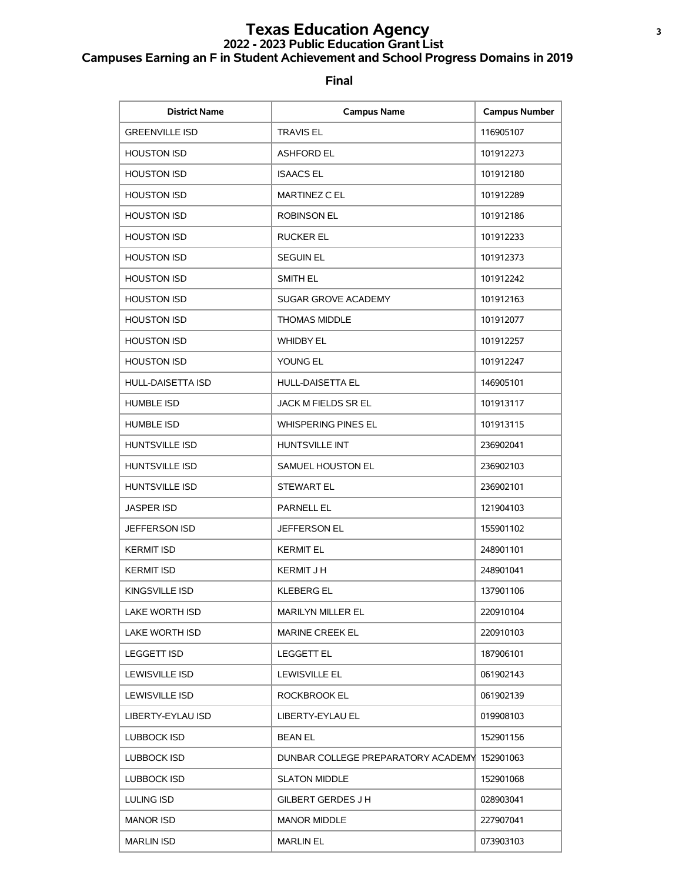# Texas Education Agency

## 2022 - 2023 Public Education Grant List

## Campuses Earning an F in Student Achievement and School Progress Domains in 2019

**Final**

| District Name | Campus Name | Campus Number |
|---|---|---|
| GREENVILLE ISD | TRAVIS EL | 116905107 |
| HOUSTON ISD | ASHFORD EL | 101912273 |
| HOUSTON ISD | ISAACS EL | 101912180 |
| HOUSTON ISD | MARTINEZ C EL | 101912289 |
| HOUSTON ISD | ROBINSON EL | 101912186 |
| HOUSTON ISD | RUCKER EL | 101912233 |
| HOUSTON ISD | SEGUIN EL | 101912373 |
| HOUSTON ISD | SMITH EL | 101912242 |
| HOUSTON ISD | SUGAR GROVE ACADEMY | 101912163 |
| HOUSTON ISD | THOMAS MIDDLE | 101912077 |
| HOUSTON ISD | WHIDBY EL | 101912257 |
| HOUSTON ISD | YOUNG EL | 101912247 |
| HULL-DAISETTA ISD | HULL-DAISETTA EL | 146905101 |
| HUMBLE ISD | JACK M FIELDS SR EL | 101913117 |
| HUMBLE ISD | WHISPERING PINES EL | 101913115 |
| HUNTSVILLE ISD | HUNTSVILLE INT | 236902041 |
| HUNTSVILLE ISD | SAMUEL HOUSTON EL | 236902103 |
| HUNTSVILLE ISD | STEWART EL | 236902101 |
| JASPER ISD | PARNELL EL | 121904103 |
| JEFFERSON ISD | JEFFERSON EL | 155901102 |
| KERMIT ISD | KERMIT EL | 248901101 |
| KERMIT ISD | KERMIT J H | 248901041 |
| KINGSVILLE ISD | KLEBERG EL | 137901106 |
| LAKE WORTH ISD | MARILYN MILLER EL | 220910104 |
| LAKE WORTH ISD | MARINE CREEK EL | 220910103 |
| LEGGETT ISD | LEGGETT EL | 187906101 |
| LEWISVILLE ISD | LEWISVILLE EL | 061902143 |
| LEWISVILLE ISD | ROCKBROOK EL | 061902139 |
| LIBERTY-EYLAU ISD | LIBERTY-EYLAU EL | 019908103 |
| LUBBOCK ISD | BEAN EL | 152901156 |
| LUBBOCK ISD | DUNBAR COLLEGE PREPARATORY ACADEMY | 152901063 |
| LUBBOCK ISD | SLATON MIDDLE | 152901068 |
| LULING ISD | GILBERT GERDES J H | 028903041 |
| MANOR ISD | MANOR MIDDLE | 227907041 |
| MARLIN ISD | MARLIN EL | 073903103 |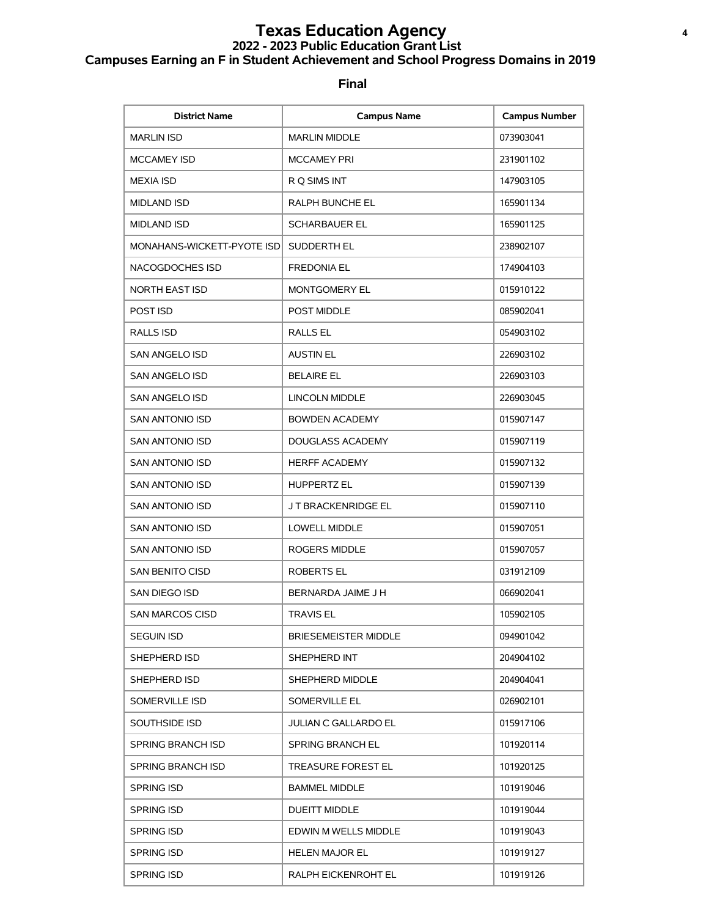# Texas Education Agency

## 2022 - 2023 Public Education Grant List

## Campuses Earning an F in Student Achievement and School Progress Domains in 2019

**Final**

| District Name | Campus Name | Campus Number |
|---|---|---|
| MARLIN ISD | MARLIN MIDDLE | 073903041 |
| MCCAMEY ISD | MCCAMEY PRI | 231901102 |
| MEXIA ISD | R Q SIMS INT | 147903105 |
| MIDLAND ISD | RALPH BUNCHE EL | 165901134 |
| MIDLAND ISD | SCHARBAUER EL | 165901125 |
| MONAHANS-WICKETT-PYOTE ISD | SUDDERTH EL | 238902107 |
| NACOGDOCHES ISD | FREDONIA EL | 174904103 |
| NORTH EAST ISD | MONTGOMERY EL | 015910122 |
| POST ISD | POST MIDDLE | 085902041 |
| RALLS ISD | RALLS EL | 054903102 |
| SAN ANGELO ISD | AUSTIN EL | 226903102 |
| SAN ANGELO ISD | BELAIRE EL | 226903103 |
| SAN ANGELO ISD | LINCOLN MIDDLE | 226903045 |
| SAN ANTONIO ISD | BOWDEN ACADEMY | 015907147 |
| SAN ANTONIO ISD | DOUGLASS ACADEMY | 015907119 |
| SAN ANTONIO ISD | HERFF ACADEMY | 015907132 |
| SAN ANTONIO ISD | HUPPERTZ EL | 015907139 |
| SAN ANTONIO ISD | J T BRACKENRIDGE EL | 015907110 |
| SAN ANTONIO ISD | LOWELL MIDDLE | 015907051 |
| SAN ANTONIO ISD | ROGERS MIDDLE | 015907057 |
| SAN BENITO CISD | ROBERTS EL | 031912109 |
| SAN DIEGO ISD | BERNARDA JAIME J H | 066902041 |
| SAN MARCOS CISD | TRAVIS EL | 105902105 |
| SEGUIN ISD | BRIESEMEISTER MIDDLE | 094901042 |
| SHEPHERD ISD | SHEPHERD INT | 204904102 |
| SHEPHERD ISD | SHEPHERD MIDDLE | 204904041 |
| SOMERVILLE ISD | SOMERVILLE EL | 026902101 |
| SOUTHSIDE ISD | JULIAN C GALLARDO EL | 015917106 |
| SPRING BRANCH ISD | SPRING BRANCH EL | 101920114 |
| SPRING BRANCH ISD | TREASURE FOREST EL | 101920125 |
| SPRING ISD | BAMMEL MIDDLE | 101919046 |
| SPRING ISD | DUEITT MIDDLE | 101919044 |
| SPRING ISD | EDWIN M WELLS MIDDLE | 101919043 |
| SPRING ISD | HELEN MAJOR EL | 101919127 |
| SPRING ISD | RALPH EICKENROHT EL | 101919126 |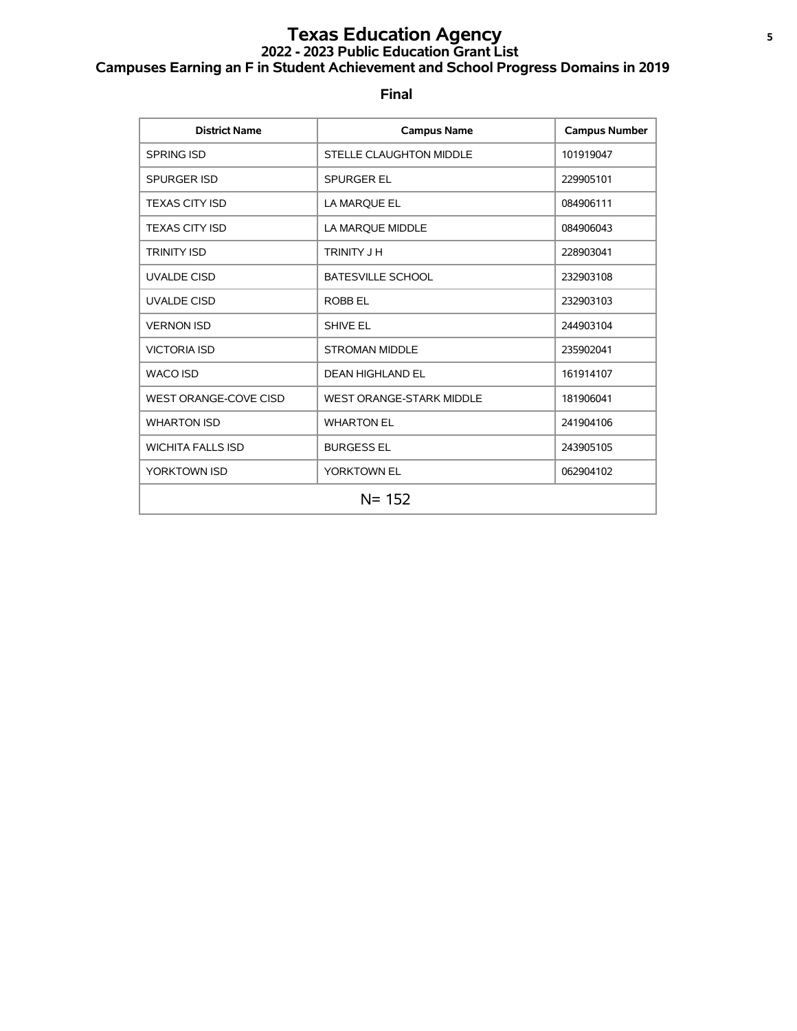# Texas Education Agency

## 2022 - 2023 Public Education Grant List

## Campuses Earning an F in Student Achievement and School Progress Domains in 2019

**Final**

| District Name | Campus Name | Campus Number |
|---|---|---|
| SPRING ISD | STELLE CLAUGHTON MIDDLE | 101919047 |
| SPURGER ISD | SPURGER EL | 229905101 |
| TEXAS CITY ISD | LA MARQUE EL | 084906111 |
| TEXAS CITY ISD | LA MARQUE MIDDLE | 084906043 |
| TRINITY ISD | TRINITY J H | 228903041 |
| UVALDE CISD | BATESVILLE SCHOOL | 232903108 |
| UVALDE CISD | ROBB EL | 232903103 |
| VERNON ISD | SHIVE EL | 244903104 |
| VICTORIA ISD | STROMAN MIDDLE | 235902041 |
| WACO ISD | DEAN HIGHLAND EL | 161914107 |
| WEST ORANGE-COVE CISD | WEST ORANGE-STARK MIDDLE | 181906041 |
| WHARTON ISD | WHARTON EL | 241904106 |
| WICHITA FALLS ISD | BURGESS EL | 243905105 |
| YORKTOWN ISD | YORKTOWN EL | 062904102 |
| N= 152 | | |